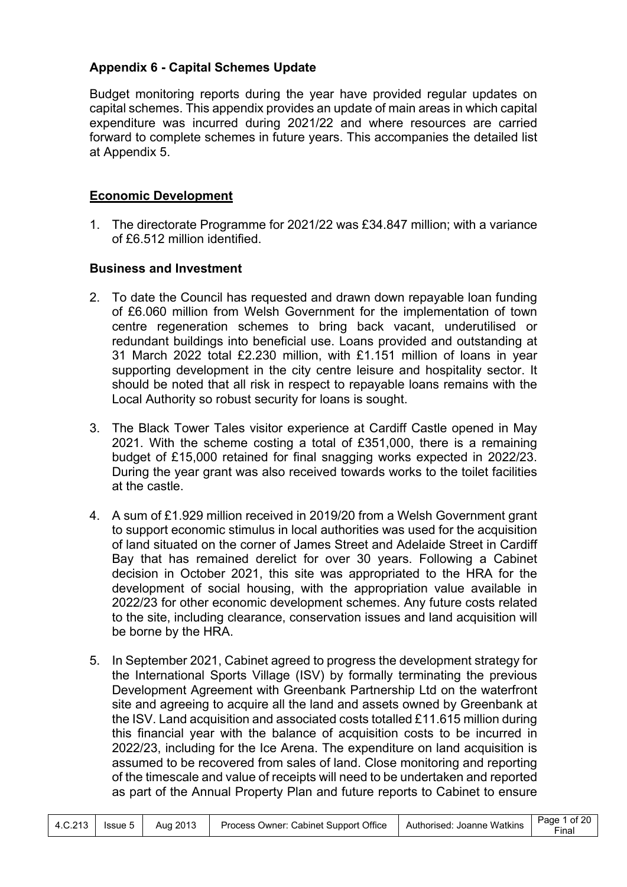## Appendix 6 - Capital Schemes Update

Budget monitoring reports during the year have provided regular updates on capital schemes. This appendix provides an update of main areas in which capital expenditure was incurred during 2021/22 and where resources are carried forward to complete schemes in future years. This accompanies the detailed list at Appendix 5.

### Economic Development

1. The directorate Programme for 2021/22 was £34.847 million; with a variance of £6.512 million identified.

### Business and Investment

2. To date the Council has requested and drawn down repayable loan funding of £6.060 million from Welsh Government for the implementation of town centre regeneration schemes to bring back vacant, underutilised or redundant buildings into beneficial use. Loans provided and outstanding at 31 March 2022 total £2.230 million, with £1.151 million of loans in year supporting development in the city centre leisure and hospitality sector. It should be noted that all risk in respect to repayable loans remains with the Local Authority so robust security for loans is sought.

3. The Black Tower Tales visitor experience at Cardiff Castle opened in May 2021. With the scheme costing a total of £351,000, there is a remaining budget of £15,000 retained for final snagging works expected in 2022/23. During the year grant was also received towards works to the toilet facilities at the castle.

4. A sum of £1.929 million received in 2019/20 from a Welsh Government grant to support economic stimulus in local authorities was used for the acquisition of land situated on the corner of James Street and Adelaide Street in Cardiff Bay that has remained derelict for over 30 years. Following a Cabinet decision in October 2021, this site was appropriated to the HRA for the development of social housing, with the appropriation value available in 2022/23 for other economic development schemes. Any future costs related to the site, including clearance, conservation issues and land acquisition will be borne by the HRA.

5. In September 2021, Cabinet agreed to progress the development strategy for the International Sports Village (ISV) by formally terminating the previous Development Agreement with Greenbank Partnership Ltd on the waterfront site and agreeing to acquire all the land and assets owned by Greenbank at the ISV. Land acquisition and associated costs totalled £11.615 million during this financial year with the balance of acquisition costs to be incurred in 2022/23, including for the Ice Arena. The expenditure on land acquisition is assumed to be recovered from sales of land. Close monitoring and reporting of the timescale and value of receipts will need to be undertaken and reported as part of the Annual Property Plan and future reports to Cabinet to ensure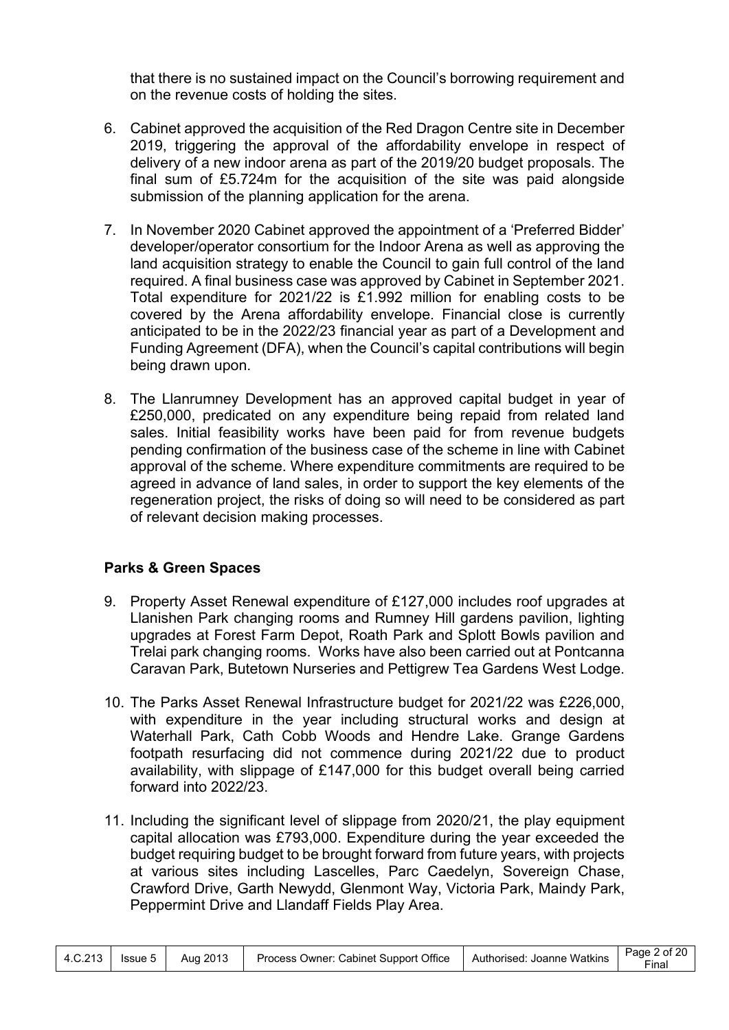that there is no sustained impact on the Council's borrowing requirement and on the revenue costs of holding the sites.

6. Cabinet approved the acquisition of the Red Dragon Centre site in December 2019, triggering the approval of the affordability envelope in respect of delivery of a new indoor arena as part of the 2019/20 budget proposals. The final sum of £5.724m for the acquisition of the site was paid alongside submission of the planning application for the arena.

7. In November 2020 Cabinet approved the appointment of a 'Preferred Bidder' developer/operator consortium for the Indoor Arena as well as approving the land acquisition strategy to enable the Council to gain full control of the land required. A final business case was approved by Cabinet in September 2021. Total expenditure for 2021/22 is £1.992 million for enabling costs to be covered by the Arena affordability envelope. Financial close is currently anticipated to be in the 2022/23 financial year as part of a Development and Funding Agreement (DFA), when the Council's capital contributions will begin being drawn upon.

8. The Llanrumney Development has an approved capital budget in year of £250,000, predicated on any expenditure being repaid from related land sales. Initial feasibility works have been paid for from revenue budgets pending confirmation of the business case of the scheme in line with Cabinet approval of the scheme. Where expenditure commitments are required to be agreed in advance of land sales, in order to support the key elements of the regeneration project, the risks of doing so will need to be considered as part of relevant decision making processes.

**Parks & Green Spaces**

9. Property Asset Renewal expenditure of £127,000 includes roof upgrades at Llanishen Park changing rooms and Rumney Hill gardens pavilion, lighting upgrades at Forest Farm Depot, Roath Park and Splott Bowls pavilion and Trelai park changing rooms. Works have also been carried out at Pontcanna Caravan Park, Butetown Nurseries and Pettigrew Tea Gardens West Lodge.

10. The Parks Asset Renewal Infrastructure budget for 2021/22 was £226,000, with expenditure in the year including structural works and design at Waterhall Park, Cath Cobb Woods and Hendre Lake. Grange Gardens footpath resurfacing did not commence during 2021/22 due to product availability, with slippage of £147,000 for this budget overall being carried forward into 2022/23.

11. Including the significant level of slippage from 2020/21, the play equipment capital allocation was £793,000. Expenditure during the year exceeded the budget requiring budget to be brought forward from future years, with projects at various sites including Lascelles, Parc Caedelyn, Sovereign Chase, Crawford Drive, Garth Newydd, Glenmont Way, Victoria Park, Maindy Park, Peppermint Drive and Llandaff Fields Play Area.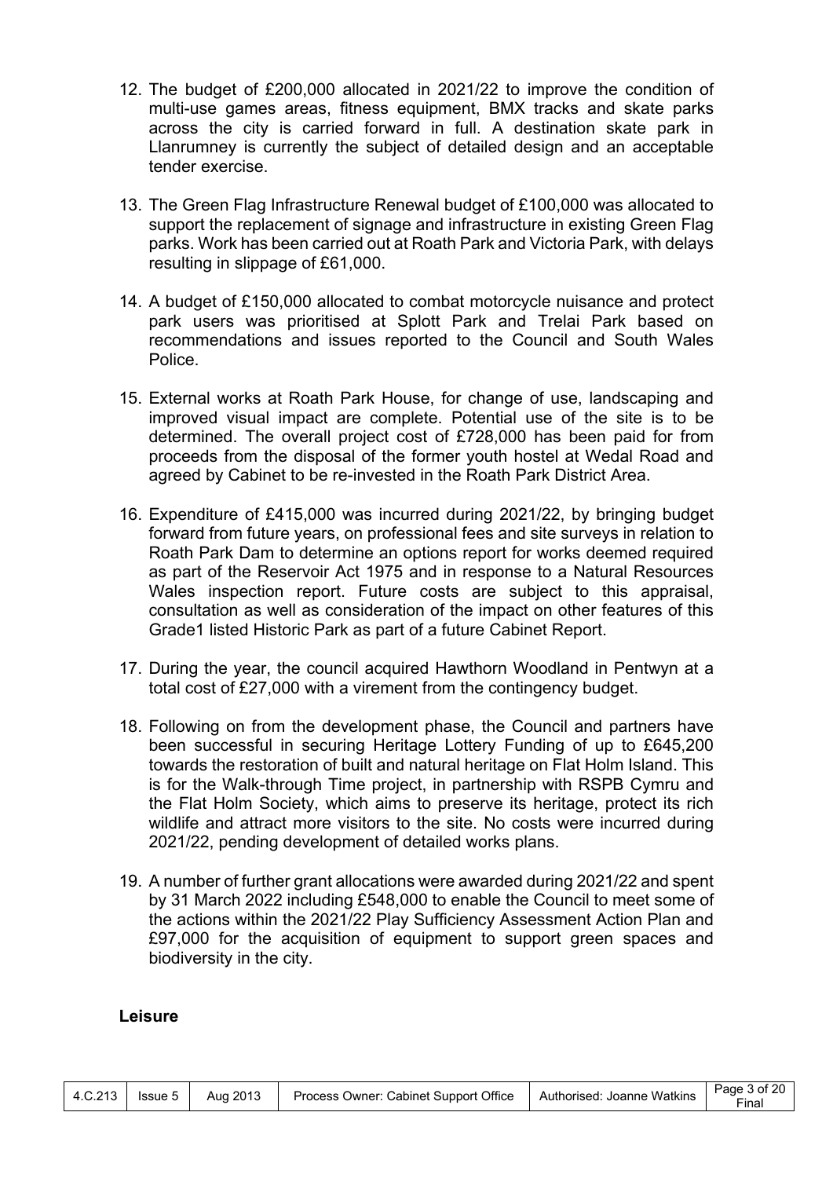12. The budget of £200,000 allocated in 2021/22 to improve the condition of multi-use games areas, fitness equipment, BMX tracks and skate parks across the city is carried forward in full. A destination skate park in Llanrumney is currently the subject of detailed design and an acceptable tender exercise.

13. The Green Flag Infrastructure Renewal budget of £100,000 was allocated to support the replacement of signage and infrastructure in existing Green Flag parks. Work has been carried out at Roath Park and Victoria Park, with delays resulting in slippage of £61,000.

14. A budget of £150,000 allocated to combat motorcycle nuisance and protect park users was prioritised at Splott Park and Trelai Park based on recommendations and issues reported to the Council and South Wales Police.

15. External works at Roath Park House, for change of use, landscaping and improved visual impact are complete. Potential use of the site is to be determined. The overall project cost of £728,000 has been paid for from proceeds from the disposal of the former youth hostel at Wedal Road and agreed by Cabinet to be re-invested in the Roath Park District Area.

16. Expenditure of £415,000 was incurred during 2021/22, by bringing budget forward from future years, on professional fees and site surveys in relation to Roath Park Dam to determine an options report for works deemed required as part of the Reservoir Act 1975 and in response to a Natural Resources Wales inspection report. Future costs are subject to this appraisal, consultation as well as consideration of the impact on other features of this Grade1 listed Historic Park as part of a future Cabinet Report.

17. During the year, the council acquired Hawthorn Woodland in Pentwyn at a total cost of £27,000 with a virement from the contingency budget.

18. Following on from the development phase, the Council and partners have been successful in securing Heritage Lottery Funding of up to £645,200 towards the restoration of built and natural heritage on Flat Holm Island. This is for the Walk-through Time project, in partnership with RSPB Cymru and the Flat Holm Society, which aims to preserve its heritage, protect its rich wildlife and attract more visitors to the site. No costs were incurred during 2021/22, pending development of detailed works plans.

19. A number of further grant allocations were awarded during 2021/22 and spent by 31 March 2022 including £548,000 to enable the Council to meet some of the actions within the 2021/22 Play Sufficiency Assessment Action Plan and £97,000 for the acquisition of equipment to support green spaces and biodiversity in the city.

**Leisure**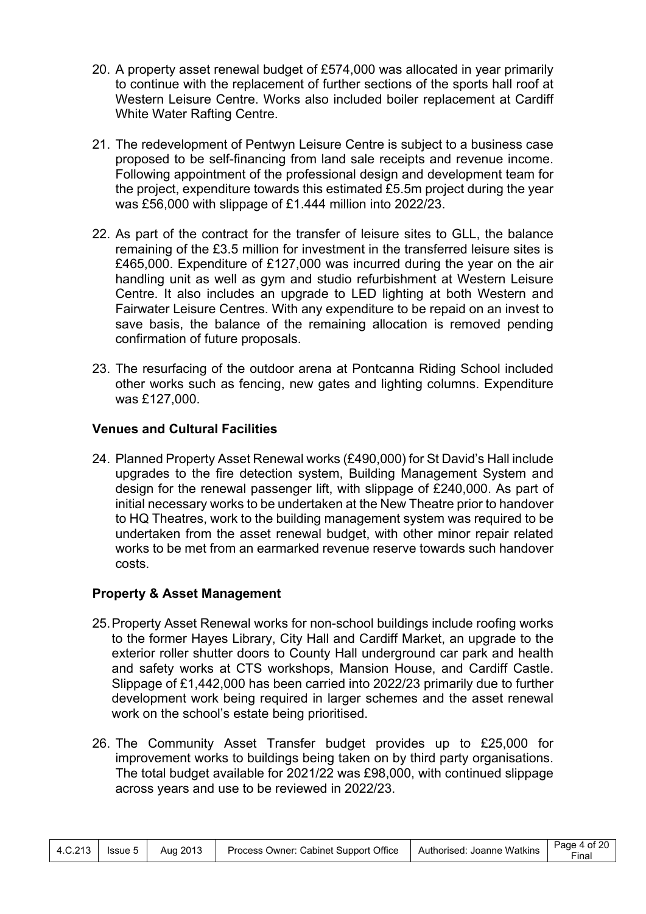20. A property asset renewal budget of £574,000 was allocated in year primarily to continue with the replacement of further sections of the sports hall roof at Western Leisure Centre. Works also included boiler replacement at Cardiff White Water Rafting Centre.

21. The redevelopment of Pentwyn Leisure Centre is subject to a business case proposed to be self-financing from land sale receipts and revenue income. Following appointment of the professional design and development team for the project, expenditure towards this estimated £5.5m project during the year was £56,000 with slippage of £1.444 million into 2022/23.

22. As part of the contract for the transfer of leisure sites to GLL, the balance remaining of the £3.5 million for investment in the transferred leisure sites is £465,000. Expenditure of £127,000 was incurred during the year on the air handling unit as well as gym and studio refurbishment at Western Leisure Centre. It also includes an upgrade to LED lighting at both Western and Fairwater Leisure Centres. With any expenditure to be repaid on an invest to save basis, the balance of the remaining allocation is removed pending confirmation of future proposals.

23. The resurfacing of the outdoor arena at Pontcanna Riding School included other works such as fencing, new gates and lighting columns. Expenditure was £127,000.

**Venues and Cultural Facilities**

24. Planned Property Asset Renewal works (£490,000) for St David's Hall include upgrades to the fire detection system, Building Management System and design for the renewal passenger lift, with slippage of £240,000. As part of initial necessary works to be undertaken at the New Theatre prior to handover to HQ Theatres, work to the building management system was required to be undertaken from the asset renewal budget, with other minor repair related works to be met from an earmarked revenue reserve towards such handover costs.

**Property & Asset Management**

25. Property Asset Renewal works for non-school buildings include roofing works to the former Hayes Library, City Hall and Cardiff Market, an upgrade to the exterior roller shutter doors to County Hall underground car park and health and safety works at CTS workshops, Mansion House, and Cardiff Castle. Slippage of £1,442,000 has been carried into 2022/23 primarily due to further development work being required in larger schemes and the asset renewal work on the school's estate being prioritised.

26. The Community Asset Transfer budget provides up to £25,000 for improvement works to buildings being taken on by third party organisations. The total budget available for 2021/22 was £98,000, with continued slippage across years and use to be reviewed in 2022/23.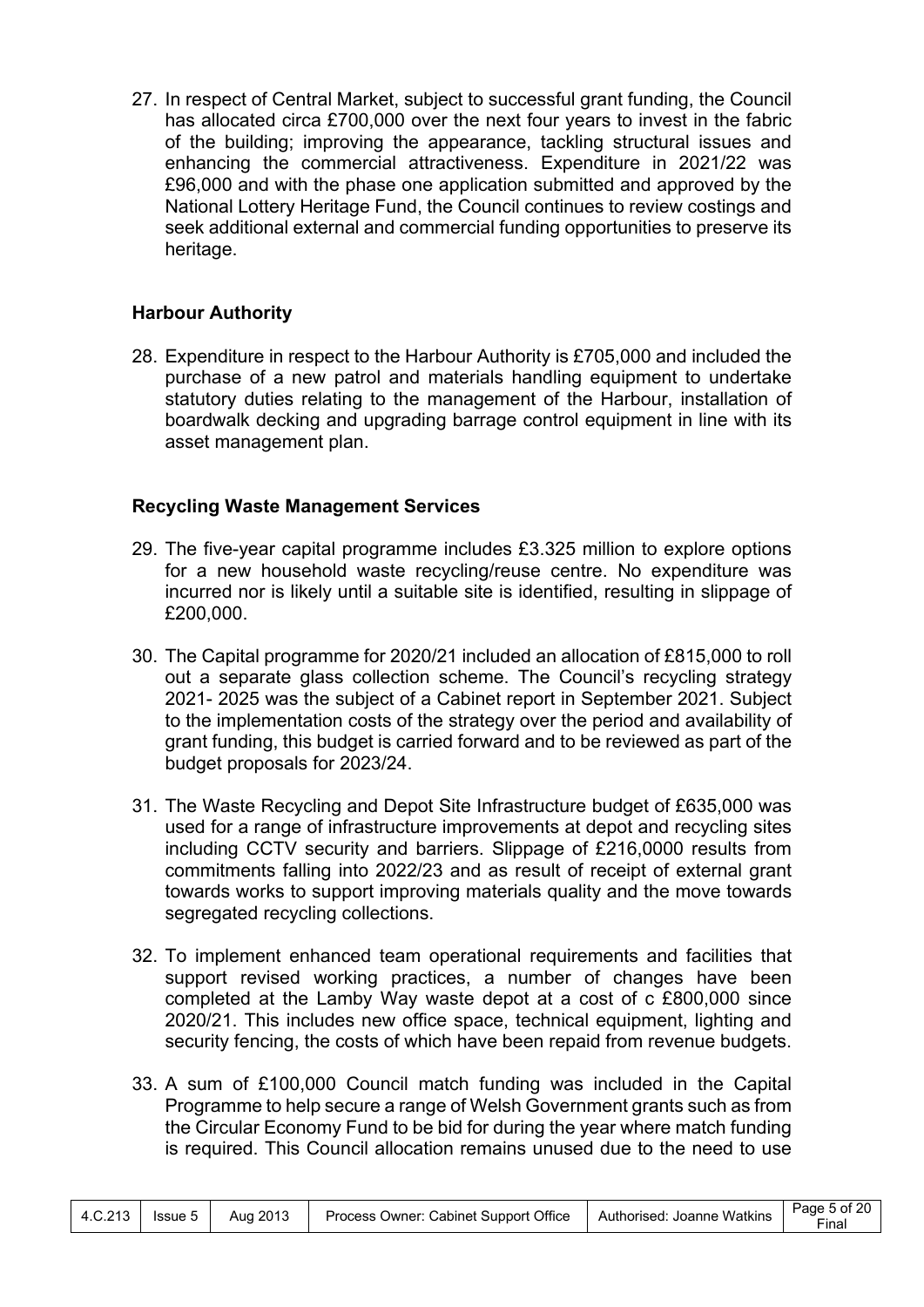27. In respect of Central Market, subject to successful grant funding, the Council has allocated circa £700,000 over the next four years to invest in the fabric of the building; improving the appearance, tackling structural issues and enhancing the commercial attractiveness. Expenditure in 2021/22 was £96,000 and with the phase one application submitted and approved by the National Lottery Heritage Fund, the Council continues to review costings and seek additional external and commercial funding opportunities to preserve its heritage.

**Harbour Authority**

28. Expenditure in respect to the Harbour Authority is £705,000 and included the purchase of a new patrol and materials handling equipment to undertake statutory duties relating to the management of the Harbour, installation of boardwalk decking and upgrading barrage control equipment in line with its asset management plan.

**Recycling Waste Management Services**

29. The five-year capital programme includes £3.325 million to explore options for a new household waste recycling/reuse centre. No expenditure was incurred nor is likely until a suitable site is identified, resulting in slippage of £200,000.

30. The Capital programme for 2020/21 included an allocation of £815,000 to roll out a separate glass collection scheme. The Council's recycling strategy 2021- 2025 was the subject of a Cabinet report in September 2021. Subject to the implementation costs of the strategy over the period and availability of grant funding, this budget is carried forward and to be reviewed as part of the budget proposals for 2023/24.

31. The Waste Recycling and Depot Site Infrastructure budget of £635,000 was used for a range of infrastructure improvements at depot and recycling sites including CCTV security and barriers. Slippage of £216,0000 results from commitments falling into 2022/23 and as result of receipt of external grant towards works to support improving materials quality and the move towards segregated recycling collections.

32. To implement enhanced team operational requirements and facilities that support revised working practices, a number of changes have been completed at the Lamby Way waste depot at a cost of c £800,000 since 2020/21. This includes new office space, technical equipment, lighting and security fencing, the costs of which have been repaid from revenue budgets.

33. A sum of £100,000 Council match funding was included in the Capital Programme to help secure a range of Welsh Government grants such as from the Circular Economy Fund to be bid for during the year where match funding is required. This Council allocation remains unused due to the need to use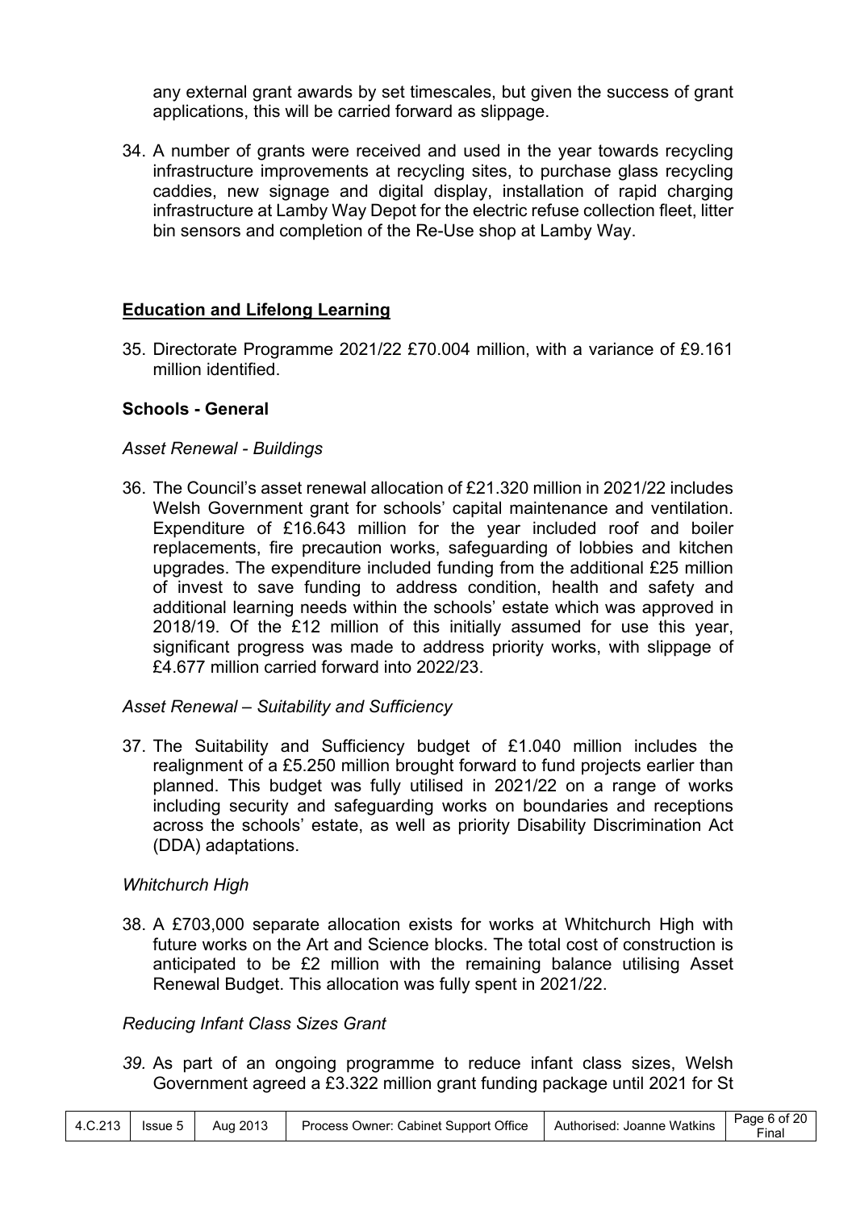any external grant awards by set timescales, but given the success of grant applications, this will be carried forward as slippage.

34. A number of grants were received and used in the year towards recycling infrastructure improvements at recycling sites, to purchase glass recycling caddies, new signage and digital display, installation of rapid charging infrastructure at Lamby Way Depot for the electric refuse collection fleet, litter bin sensors and completion of the Re-Use shop at Lamby Way.

## Education and Lifelong Learning

35. Directorate Programme 2021/22 £70.004 million, with a variance of £9.161 million identified.

### Schools - General

*Asset Renewal - Buildings*

36. The Council's asset renewal allocation of £21.320 million in 2021/22 includes Welsh Government grant for schools' capital maintenance and ventilation. Expenditure of £16.643 million for the year included roof and boiler replacements, fire precaution works, safeguarding of lobbies and kitchen upgrades. The expenditure included funding from the additional £25 million of invest to save funding to address condition, health and safety and additional learning needs within the schools' estate which was approved in 2018/19. Of the £12 million of this initially assumed for use this year, significant progress was made to address priority works, with slippage of £4.677 million carried forward into 2022/23.

*Asset Renewal – Suitability and Sufficiency*

37. The Suitability and Sufficiency budget of £1.040 million includes the realignment of a £5.250 million brought forward to fund projects earlier than planned. This budget was fully utilised in 2021/22 on a range of works including security and safeguarding works on boundaries and receptions across the schools' estate, as well as priority Disability Discrimination Act (DDA) adaptations.

*Whitchurch High*

38. A £703,000 separate allocation exists for works at Whitchurch High with future works on the Art and Science blocks. The total cost of construction is anticipated to be £2 million with the remaining balance utilising Asset Renewal Budget. This allocation was fully spent in 2021/22.

*Reducing Infant Class Sizes Grant*

*39.* As part of an ongoing programme to reduce infant class sizes, Welsh Government agreed a £3.322 million grant funding package until 2021 for St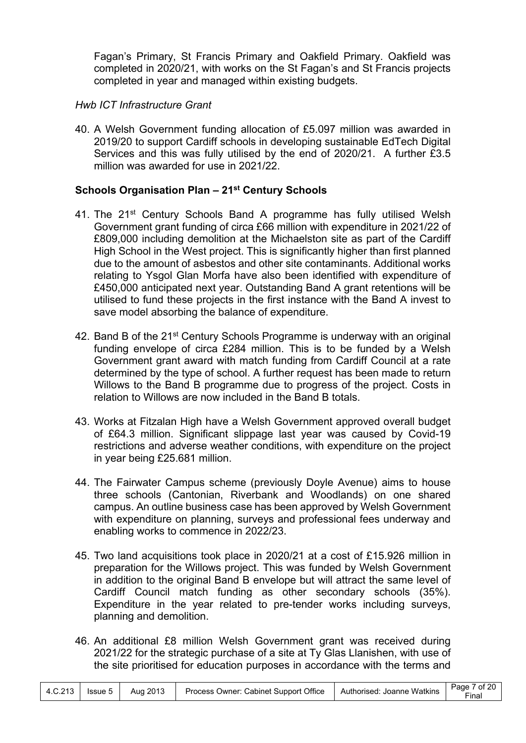Fagan's Primary, St Francis Primary and Oakfield Primary. Oakfield was completed in 2020/21, with works on the St Fagan's and St Francis projects completed in year and managed within existing budgets.

*Hwb ICT Infrastructure Grant*

40. A Welsh Government funding allocation of £5.097 million was awarded in 2019/20 to support Cardiff schools in developing sustainable EdTech Digital Services and this was fully utilised by the end of 2020/21. A further £3.5 million was awarded for use in 2021/22.

**Schools Organisation Plan – 21st Century Schools**

41. The 21st Century Schools Band A programme has fully utilised Welsh Government grant funding of circa £66 million with expenditure in 2021/22 of £809,000 including demolition at the Michaelston site as part of the Cardiff High School in the West project. This is significantly higher than first planned due to the amount of asbestos and other site contaminants. Additional works relating to Ysgol Glan Morfa have also been identified with expenditure of £450,000 anticipated next year. Outstanding Band A grant retentions will be utilised to fund these projects in the first instance with the Band A invest to save model absorbing the balance of expenditure.

42. Band B of the 21st Century Schools Programme is underway with an original funding envelope of circa £284 million. This is to be funded by a Welsh Government grant award with match funding from Cardiff Council at a rate determined by the type of school. A further request has been made to return Willows to the Band B programme due to progress of the project. Costs in relation to Willows are now included in the Band B totals.

43. Works at Fitzalan High have a Welsh Government approved overall budget of £64.3 million. Significant slippage last year was caused by Covid-19 restrictions and adverse weather conditions, with expenditure on the project in year being £25.681 million.

44. The Fairwater Campus scheme (previously Doyle Avenue) aims to house three schools (Cantonian, Riverbank and Woodlands) on one shared campus. An outline business case has been approved by Welsh Government with expenditure on planning, surveys and professional fees underway and enabling works to commence in 2022/23.

45. Two land acquisitions took place in 2020/21 at a cost of £15.926 million in preparation for the Willows project. This was funded by Welsh Government in addition to the original Band B envelope but will attract the same level of Cardiff Council match funding as other secondary schools (35%). Expenditure in the year related to pre-tender works including surveys, planning and demolition.

46. An additional £8 million Welsh Government grant was received during 2021/22 for the strategic purchase of a site at Ty Glas Llanishen, with use of the site prioritised for education purposes in accordance with the terms and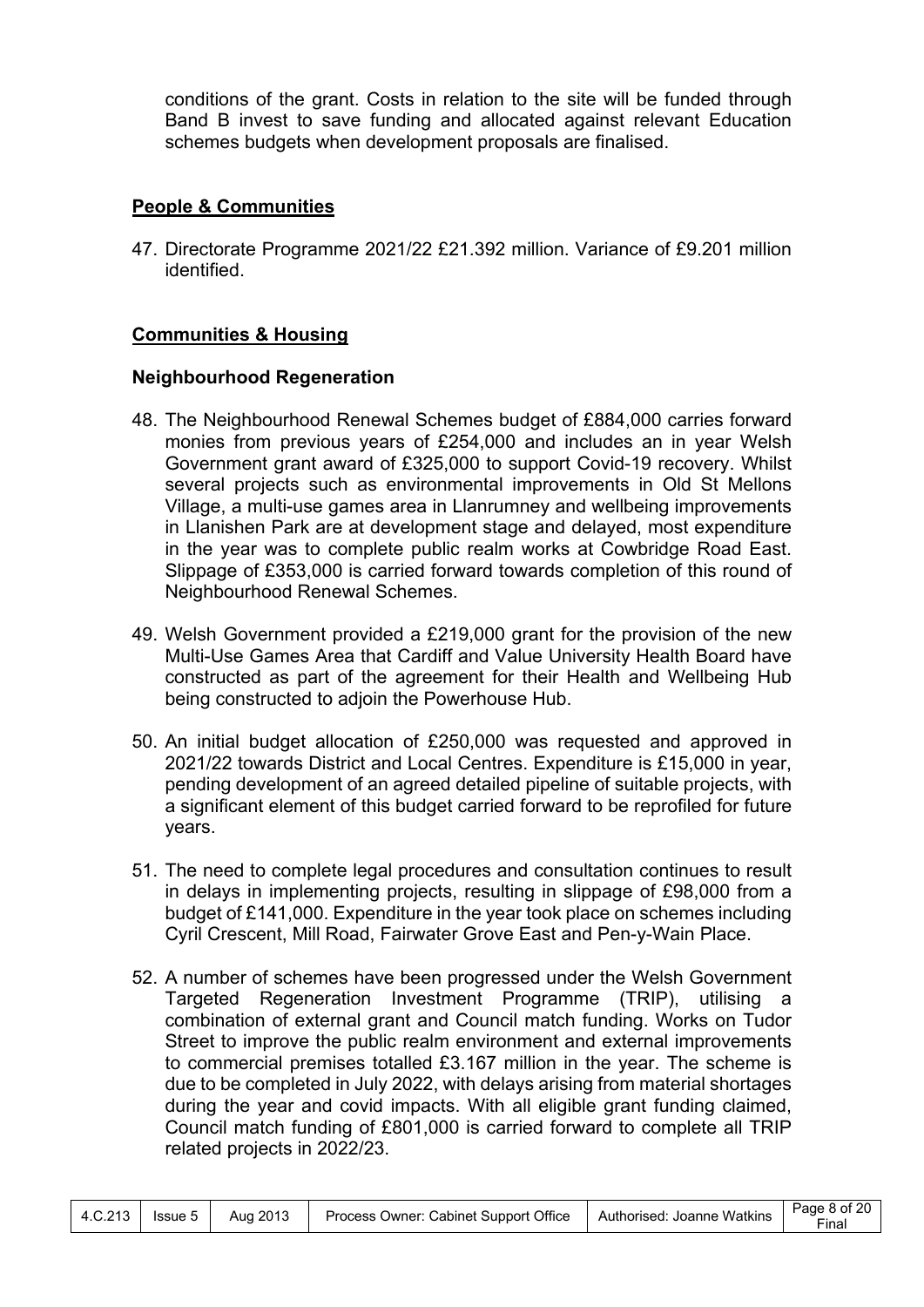conditions of the grant. Costs in relation to the site will be funded through Band B invest to save funding and allocated against relevant Education schemes budgets when development proposals are finalised.

## People & Communities

47. Directorate Programme 2021/22 £21.392 million. Variance of £9.201 million identified.

## Communities & Housing

### Neighbourhood Regeneration

48. The Neighbourhood Renewal Schemes budget of £884,000 carries forward monies from previous years of £254,000 and includes an in year Welsh Government grant award of £325,000 to support Covid-19 recovery. Whilst several projects such as environmental improvements in Old St Mellons Village, a multi-use games area in Llanrumney and wellbeing improvements in Llanishen Park are at development stage and delayed, most expenditure in the year was to complete public realm works at Cowbridge Road East. Slippage of £353,000 is carried forward towards completion of this round of Neighbourhood Renewal Schemes.

49. Welsh Government provided a £219,000 grant for the provision of the new Multi-Use Games Area that Cardiff and Value University Health Board have constructed as part of the agreement for their Health and Wellbeing Hub being constructed to adjoin the Powerhouse Hub.

50. An initial budget allocation of £250,000 was requested and approved in 2021/22 towards District and Local Centres. Expenditure is £15,000 in year, pending development of an agreed detailed pipeline of suitable projects, with a significant element of this budget carried forward to be reprofiled for future years.

51. The need to complete legal procedures and consultation continues to result in delays in implementing projects, resulting in slippage of £98,000 from a budget of £141,000. Expenditure in the year took place on schemes including Cyril Crescent, Mill Road, Fairwater Grove East and Pen-y-Wain Place.

52. A number of schemes have been progressed under the Welsh Government Targeted Regeneration Investment Programme (TRIP), utilising a combination of external grant and Council match funding. Works on Tudor Street to improve the public realm environment and external improvements to commercial premises totalled £3.167 million in the year. The scheme is due to be completed in July 2022, with delays arising from material shortages during the year and covid impacts. With all eligible grant funding claimed, Council match funding of £801,000 is carried forward to complete all TRIP related projects in 2022/23.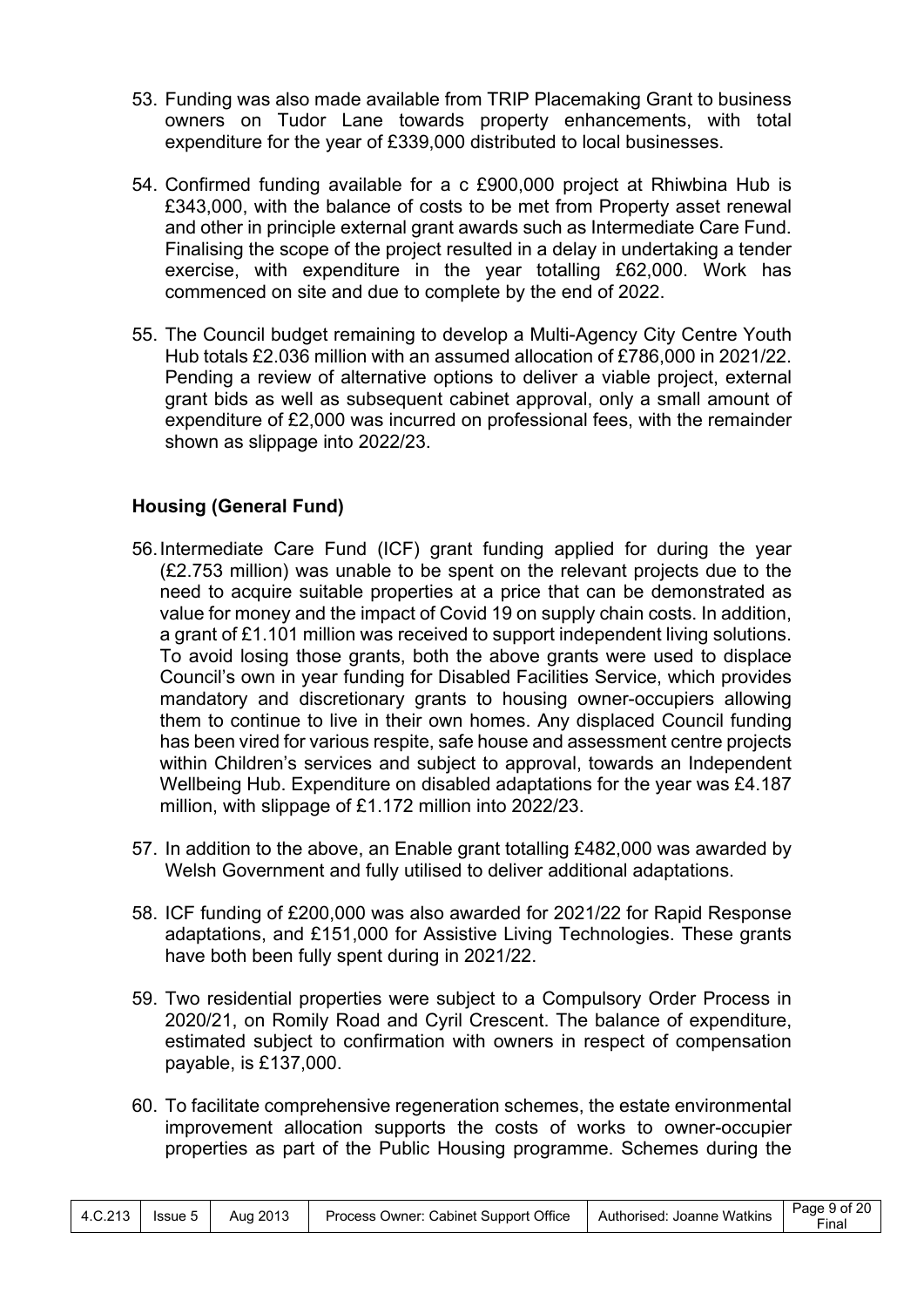53. Funding was also made available from TRIP Placemaking Grant to business owners on Tudor Lane towards property enhancements, with total expenditure for the year of £339,000 distributed to local businesses.

54. Confirmed funding available for a c £900,000 project at Rhiwbina Hub is £343,000, with the balance of costs to be met from Property asset renewal and other in principle external grant awards such as Intermediate Care Fund. Finalising the scope of the project resulted in a delay in undertaking a tender exercise, with expenditure in the year totalling £62,000. Work has commenced on site and due to complete by the end of 2022.

55. The Council budget remaining to develop a Multi-Agency City Centre Youth Hub totals £2.036 million with an assumed allocation of £786,000 in 2021/22. Pending a review of alternative options to deliver a viable project, external grant bids as well as subsequent cabinet approval, only a small amount of expenditure of £2,000 was incurred on professional fees, with the remainder shown as slippage into 2022/23.

**Housing (General Fund)**

56. Intermediate Care Fund (ICF) grant funding applied for during the year (£2.753 million) was unable to be spent on the relevant projects due to the need to acquire suitable properties at a price that can be demonstrated as value for money and the impact of Covid 19 on supply chain costs. In addition, a grant of £1.101 million was received to support independent living solutions. To avoid losing those grants, both the above grants were used to displace Council's own in year funding for Disabled Facilities Service, which provides mandatory and discretionary grants to housing owner-occupiers allowing them to continue to live in their own homes. Any displaced Council funding has been vired for various respite, safe house and assessment centre projects within Children's services and subject to approval, towards an Independent Wellbeing Hub. Expenditure on disabled adaptations for the year was £4.187 million, with slippage of £1.172 million into 2022/23.

57. In addition to the above, an Enable grant totalling £482,000 was awarded by Welsh Government and fully utilised to deliver additional adaptations.

58. ICF funding of £200,000 was also awarded for 2021/22 for Rapid Response adaptations, and £151,000 for Assistive Living Technologies. These grants have both been fully spent during in 2021/22.

59. Two residential properties were subject to a Compulsory Order Process in 2020/21, on Romily Road and Cyril Crescent. The balance of expenditure, estimated subject to confirmation with owners in respect of compensation payable, is £137,000.

60. To facilitate comprehensive regeneration schemes, the estate environmental improvement allocation supports the costs of works to owner-occupier properties as part of the Public Housing programme. Schemes during the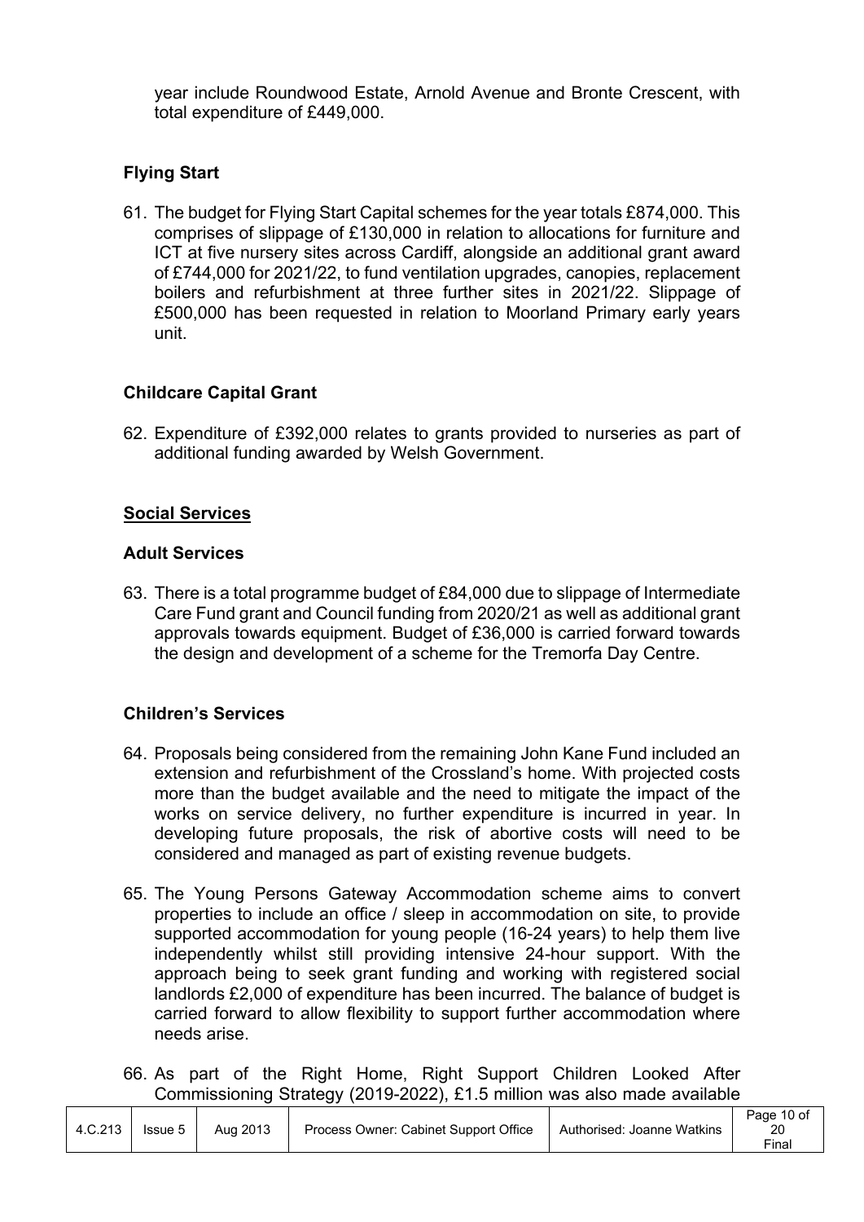year include Roundwood Estate, Arnold Avenue and Bronte Crescent, with total expenditure of £449,000.

### Flying Start

61. The budget for Flying Start Capital schemes for the year totals £874,000. This comprises of slippage of £130,000 in relation to allocations for furniture and ICT at five nursery sites across Cardiff, alongside an additional grant award of £744,000 for 2021/22, to fund ventilation upgrades, canopies, replacement boilers and refurbishment at three further sites in 2021/22. Slippage of £500,000 has been requested in relation to Moorland Primary early years unit.

### Childcare Capital Grant

62. Expenditure of £392,000 relates to grants provided to nurseries as part of additional funding awarded by Welsh Government.

## Social Services

### Adult Services

63. There is a total programme budget of £84,000 due to slippage of Intermediate Care Fund grant and Council funding from 2020/21 as well as additional grant approvals towards equipment. Budget of £36,000 is carried forward towards the design and development of a scheme for the Tremorfa Day Centre.

### Children's Services

64. Proposals being considered from the remaining John Kane Fund included an extension and refurbishment of the Crossland's home. With projected costs more than the budget available and the need to mitigate the impact of the works on service delivery, no further expenditure is incurred in year. In developing future proposals, the risk of abortive costs will need to be considered and managed as part of existing revenue budgets.

65. The Young Persons Gateway Accommodation scheme aims to convert properties to include an office / sleep in accommodation on site, to provide supported accommodation for young people (16-24 years) to help them live independently whilst still providing intensive 24-hour support. With the approach being to seek grant funding and working with registered social landlords £2,000 of expenditure has been incurred. The balance of budget is carried forward to allow flexibility to support further accommodation where needs arise.

66. As part of the Right Home, Right Support Children Looked After Commissioning Strategy (2019-2022), £1.5 million was also made available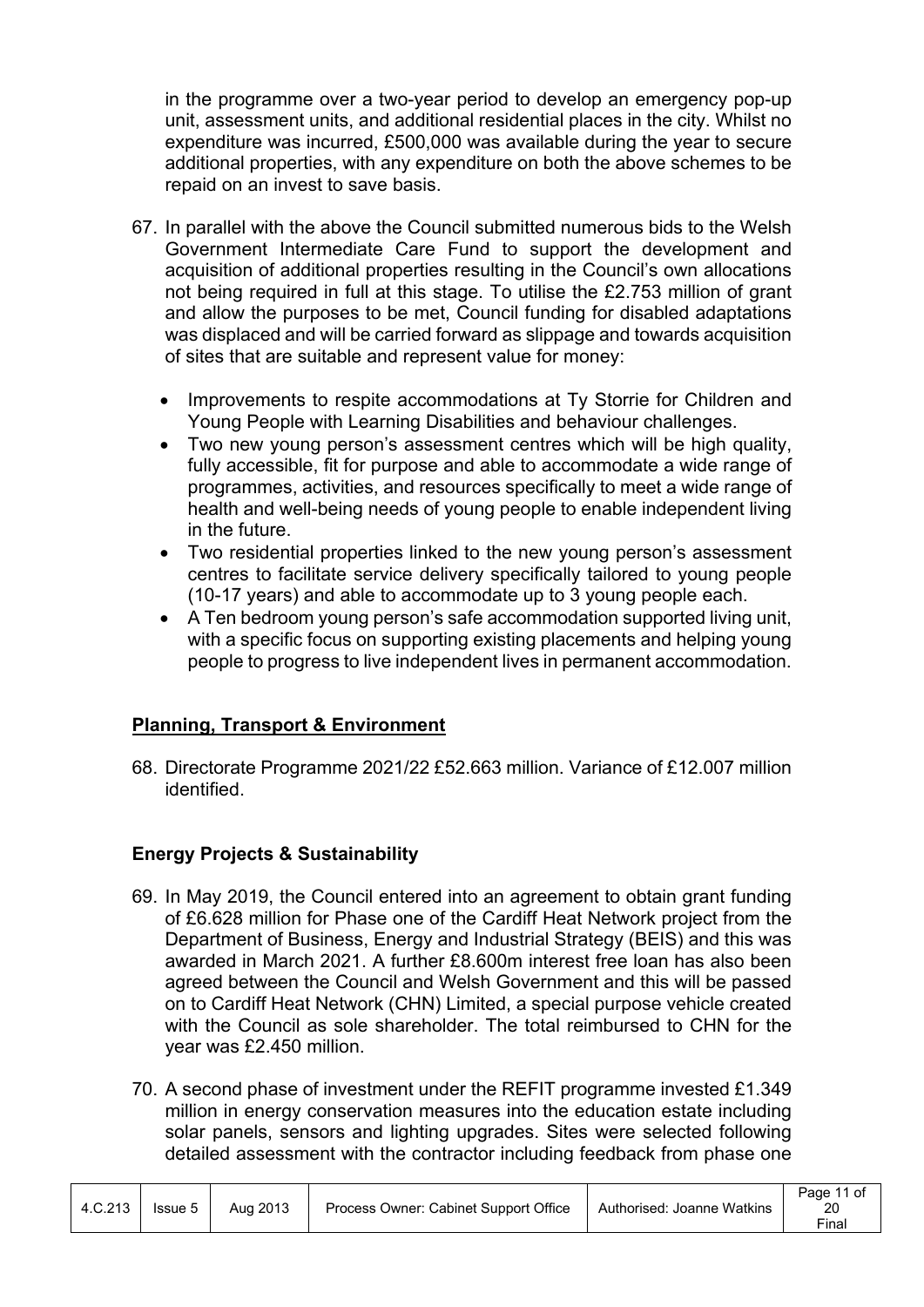in the programme over a two-year period to develop an emergency pop-up unit, assessment units, and additional residential places in the city. Whilst no expenditure was incurred, £500,000 was available during the year to secure additional properties, with any expenditure on both the above schemes to be repaid on an invest to save basis.

67. In parallel with the above the Council submitted numerous bids to the Welsh Government Intermediate Care Fund to support the development and acquisition of additional properties resulting in the Council's own allocations not being required in full at this stage. To utilise the £2.753 million of grant and allow the purposes to be met, Council funding for disabled adaptations was displaced and will be carried forward as slippage and towards acquisition of sites that are suitable and represent value for money:

    - Improvements to respite accommodations at Ty Storrie for Children and Young People with Learning Disabilities and behaviour challenges.
    - Two new young person's assessment centres which will be high quality, fully accessible, fit for purpose and able to accommodate a wide range of programmes, activities, and resources specifically to meet a wide range of health and well-being needs of young people to enable independent living in the future.
    - Two residential properties linked to the new young person's assessment centres to facilitate service delivery specifically tailored to young people (10-17 years) and able to accommodate up to 3 young people each.
    - A Ten bedroom young person's safe accommodation supported living unit, with a specific focus on supporting existing placements and helping young people to progress to live independent lives in permanent accommodation.

## Planning, Transport & Environment

68. Directorate Programme 2021/22 £52.663 million. Variance of £12.007 million identified.

### Energy Projects & Sustainability

69. In May 2019, the Council entered into an agreement to obtain grant funding of £6.628 million for Phase one of the Cardiff Heat Network project from the Department of Business, Energy and Industrial Strategy (BEIS) and this was awarded in March 2021. A further £8.600m interest free loan has also been agreed between the Council and Welsh Government and this will be passed on to Cardiff Heat Network (CHN) Limited, a special purpose vehicle created with the Council as sole shareholder. The total reimbursed to CHN for the year was £2.450 million.

70. A second phase of investment under the REFIT programme invested £1.349 million in energy conservation measures into the education estate including solar panels, sensors and lighting upgrades. Sites were selected following detailed assessment with the contractor including feedback from phase one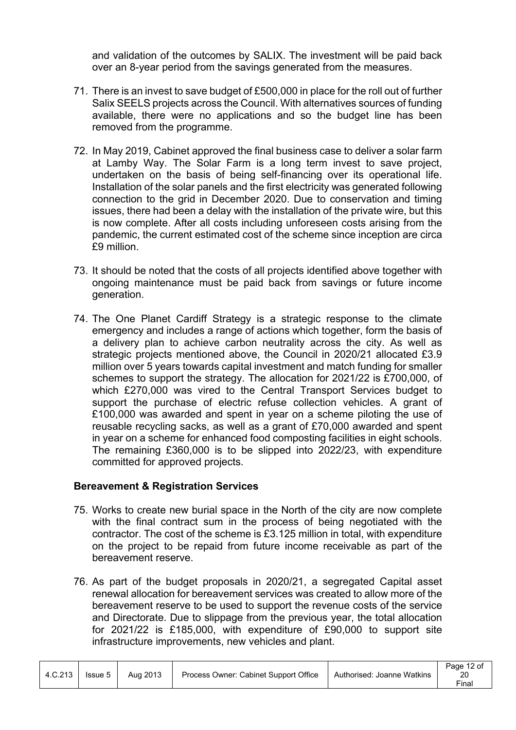and validation of the outcomes by SALIX. The investment will be paid back over an 8-year period from the savings generated from the measures.

71. There is an invest to save budget of £500,000 in place for the roll out of further Salix SEELS projects across the Council. With alternatives sources of funding available, there were no applications and so the budget line has been removed from the programme.

72. In May 2019, Cabinet approved the final business case to deliver a solar farm at Lamby Way. The Solar Farm is a long term invest to save project, undertaken on the basis of being self-financing over its operational life. Installation of the solar panels and the first electricity was generated following connection to the grid in December 2020. Due to conservation and timing issues, there had been a delay with the installation of the private wire, but this is now complete. After all costs including unforeseen costs arising from the pandemic, the current estimated cost of the scheme since inception are circa £9 million.

73. It should be noted that the costs of all projects identified above together with ongoing maintenance must be paid back from savings or future income generation.

74. The One Planet Cardiff Strategy is a strategic response to the climate emergency and includes a range of actions which together, form the basis of a delivery plan to achieve carbon neutrality across the city. As well as strategic projects mentioned above, the Council in 2020/21 allocated £3.9 million over 5 years towards capital investment and match funding for smaller schemes to support the strategy. The allocation for 2021/22 is £700,000, of which £270,000 was vired to the Central Transport Services budget to support the purchase of electric refuse collection vehicles. A grant of £100,000 was awarded and spent in year on a scheme piloting the use of reusable recycling sacks, as well as a grant of £70,000 awarded and spent in year on a scheme for enhanced food composting facilities in eight schools. The remaining £360,000 is to be slipped into 2022/23, with expenditure committed for approved projects.

## Bereavement & Registration Services

75. Works to create new burial space in the North of the city are now complete with the final contract sum in the process of being negotiated with the contractor. The cost of the scheme is £3.125 million in total, with expenditure on the project to be repaid from future income receivable as part of the bereavement reserve.

76. As part of the budget proposals in 2020/21, a segregated Capital asset renewal allocation for bereavement services was created to allow more of the bereavement reserve to be used to support the revenue costs of the service and Directorate. Due to slippage from the previous year, the total allocation for 2021/22 is £185,000, with expenditure of £90,000 to support site infrastructure improvements, new vehicles and plant.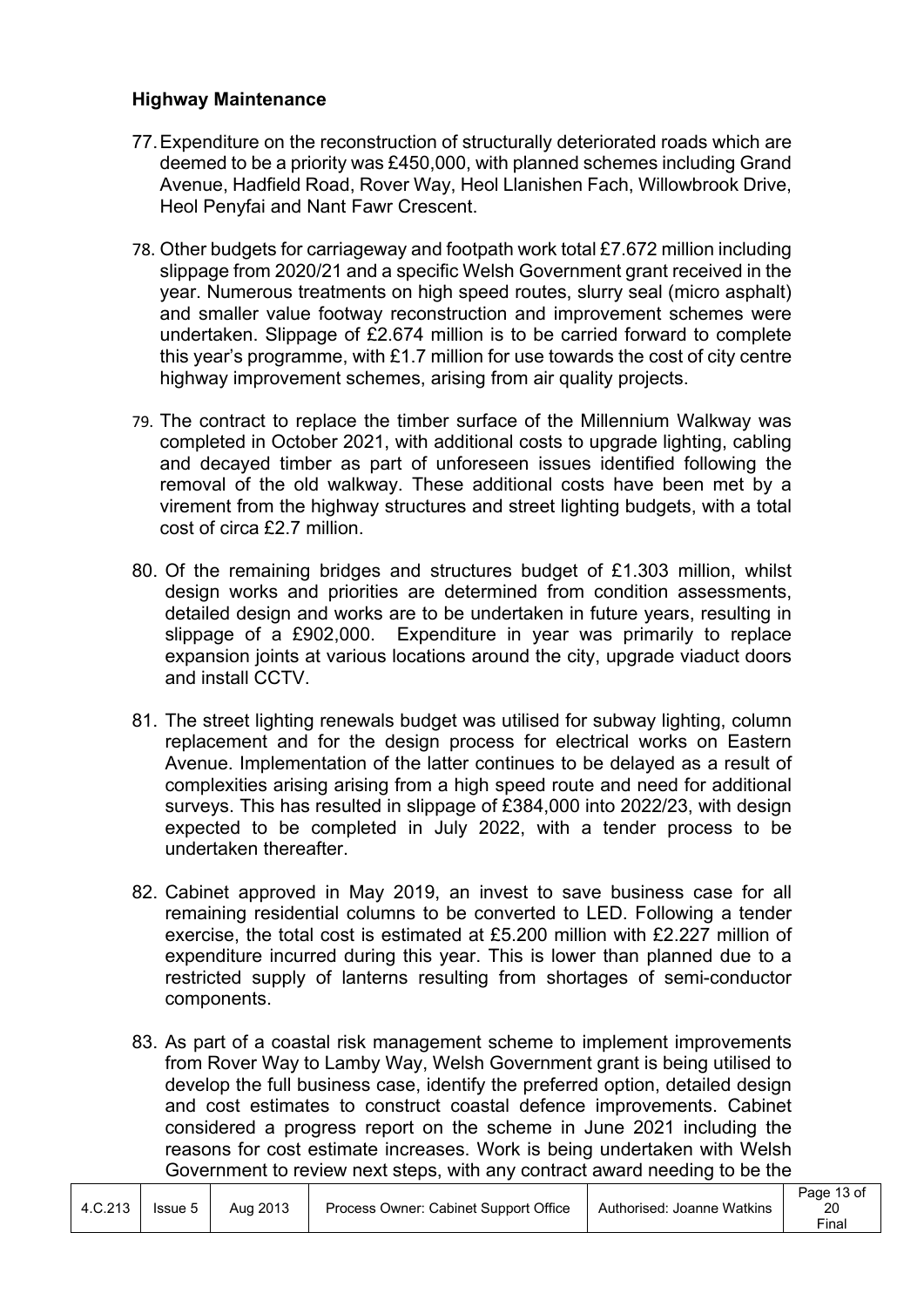**Highway Maintenance**

77. Expenditure on the reconstruction of structurally deteriorated roads which are deemed to be a priority was £450,000, with planned schemes including Grand Avenue, Hadfield Road, Rover Way, Heol Llanishen Fach, Willowbrook Drive, Heol Penyfai and Nant Fawr Crescent.

78. Other budgets for carriageway and footpath work total £7.672 million including slippage from 2020/21 and a specific Welsh Government grant received in the year. Numerous treatments on high speed routes, slurry seal (micro asphalt) and smaller value footway reconstruction and improvement schemes were undertaken. Slippage of £2.674 million is to be carried forward to complete this year's programme, with £1.7 million for use towards the cost of city centre highway improvement schemes, arising from air quality projects.

79. The contract to replace the timber surface of the Millennium Walkway was completed in October 2021, with additional costs to upgrade lighting, cabling and decayed timber as part of unforeseen issues identified following the removal of the old walkway. These additional costs have been met by a virement from the highway structures and street lighting budgets, with a total cost of circa £2.7 million.

80. Of the remaining bridges and structures budget of £1.303 million, whilst design works and priorities are determined from condition assessments, detailed design and works are to be undertaken in future years, resulting in slippage of a £902,000. Expenditure in year was primarily to replace expansion joints at various locations around the city, upgrade viaduct doors and install CCTV.

81. The street lighting renewals budget was utilised for subway lighting, column replacement and for the design process for electrical works on Eastern Avenue. Implementation of the latter continues to be delayed as a result of complexities arising arising from a high speed route and need for additional surveys. This has resulted in slippage of £384,000 into 2022/23, with design expected to be completed in July 2022, with a tender process to be undertaken thereafter.

82. Cabinet approved in May 2019, an invest to save business case for all remaining residential columns to be converted to LED. Following a tender exercise, the total cost is estimated at £5.200 million with £2.227 million of expenditure incurred during this year. This is lower than planned due to a restricted supply of lanterns resulting from shortages of semi-conductor components.

83. As part of a coastal risk management scheme to implement improvements from Rover Way to Lamby Way, Welsh Government grant is being utilised to develop the full business case, identify the preferred option, detailed design and cost estimates to construct coastal defence improvements. Cabinet considered a progress report on the scheme in June 2021 including the reasons for cost estimate increases. Work is being undertaken with Welsh Government to review next steps, with any contract award needing to be the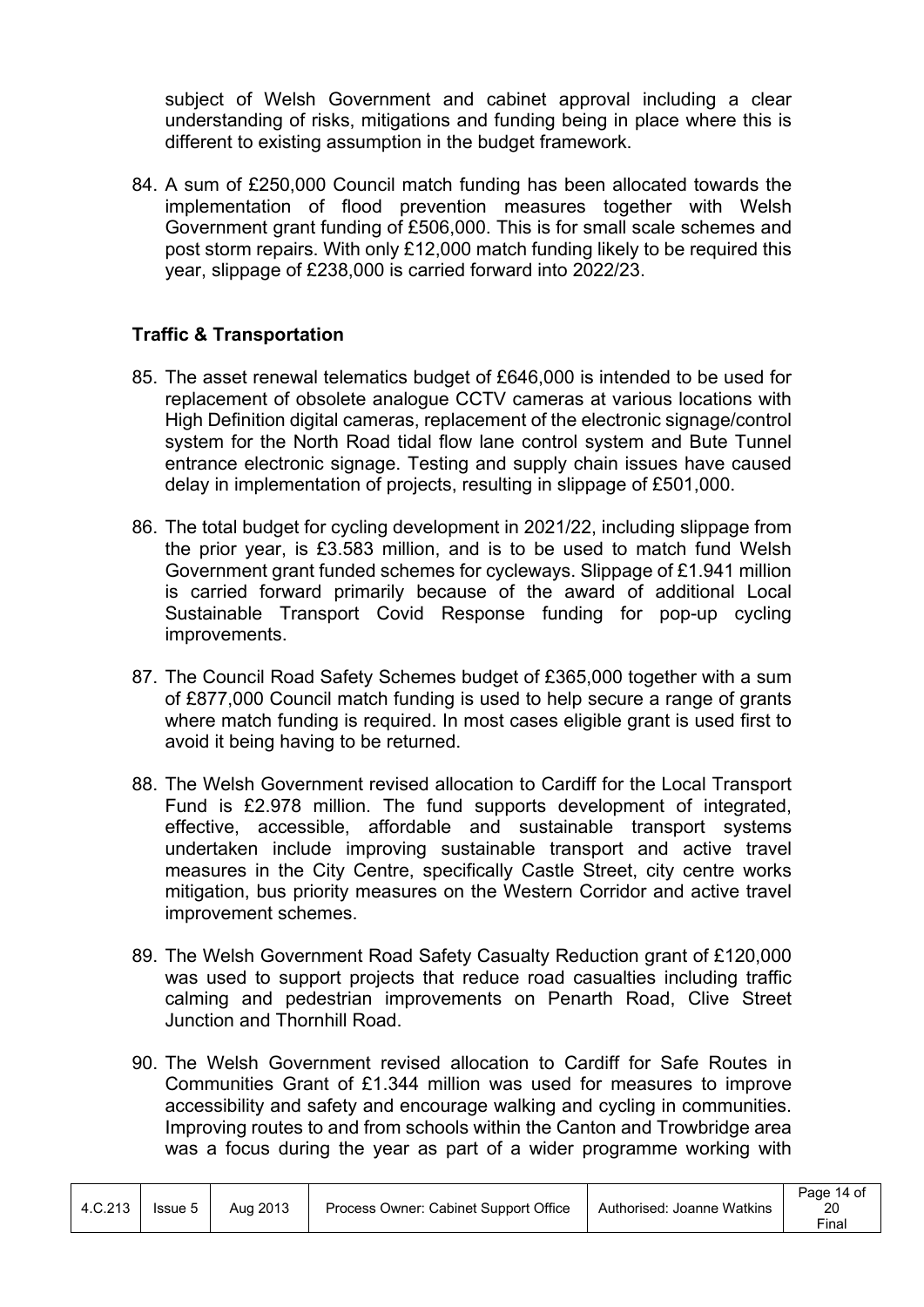subject of Welsh Government and cabinet approval including a clear understanding of risks, mitigations and funding being in place where this is different to existing assumption in the budget framework.

84. A sum of £250,000 Council match funding has been allocated towards the implementation of flood prevention measures together with Welsh Government grant funding of £506,000. This is for small scale schemes and post storm repairs. With only £12,000 match funding likely to be required this year, slippage of £238,000 is carried forward into 2022/23.

**Traffic & Transportation**

85. The asset renewal telematics budget of £646,000 is intended to be used for replacement of obsolete analogue CCTV cameras at various locations with High Definition digital cameras, replacement of the electronic signage/control system for the North Road tidal flow lane control system and Bute Tunnel entrance electronic signage. Testing and supply chain issues have caused delay in implementation of projects, resulting in slippage of £501,000.

86. The total budget for cycling development in 2021/22, including slippage from the prior year, is £3.583 million, and is to be used to match fund Welsh Government grant funded schemes for cycleways. Slippage of £1.941 million is carried forward primarily because of the award of additional Local Sustainable Transport Covid Response funding for pop-up cycling improvements.

87. The Council Road Safety Schemes budget of £365,000 together with a sum of £877,000 Council match funding is used to help secure a range of grants where match funding is required. In most cases eligible grant is used first to avoid it being having to be returned.

88. The Welsh Government revised allocation to Cardiff for the Local Transport Fund is £2.978 million. The fund supports development of integrated, effective, accessible, affordable and sustainable transport systems undertaken include improving sustainable transport and active travel measures in the City Centre, specifically Castle Street, city centre works mitigation, bus priority measures on the Western Corridor and active travel improvement schemes.

89. The Welsh Government Road Safety Casualty Reduction grant of £120,000 was used to support projects that reduce road casualties including traffic calming and pedestrian improvements on Penarth Road, Clive Street Junction and Thornhill Road.

90. The Welsh Government revised allocation to Cardiff for Safe Routes in Communities Grant of £1.344 million was used for measures to improve accessibility and safety and encourage walking and cycling in communities. Improving routes to and from schools within the Canton and Trowbridge area was a focus during the year as part of a wider programme working with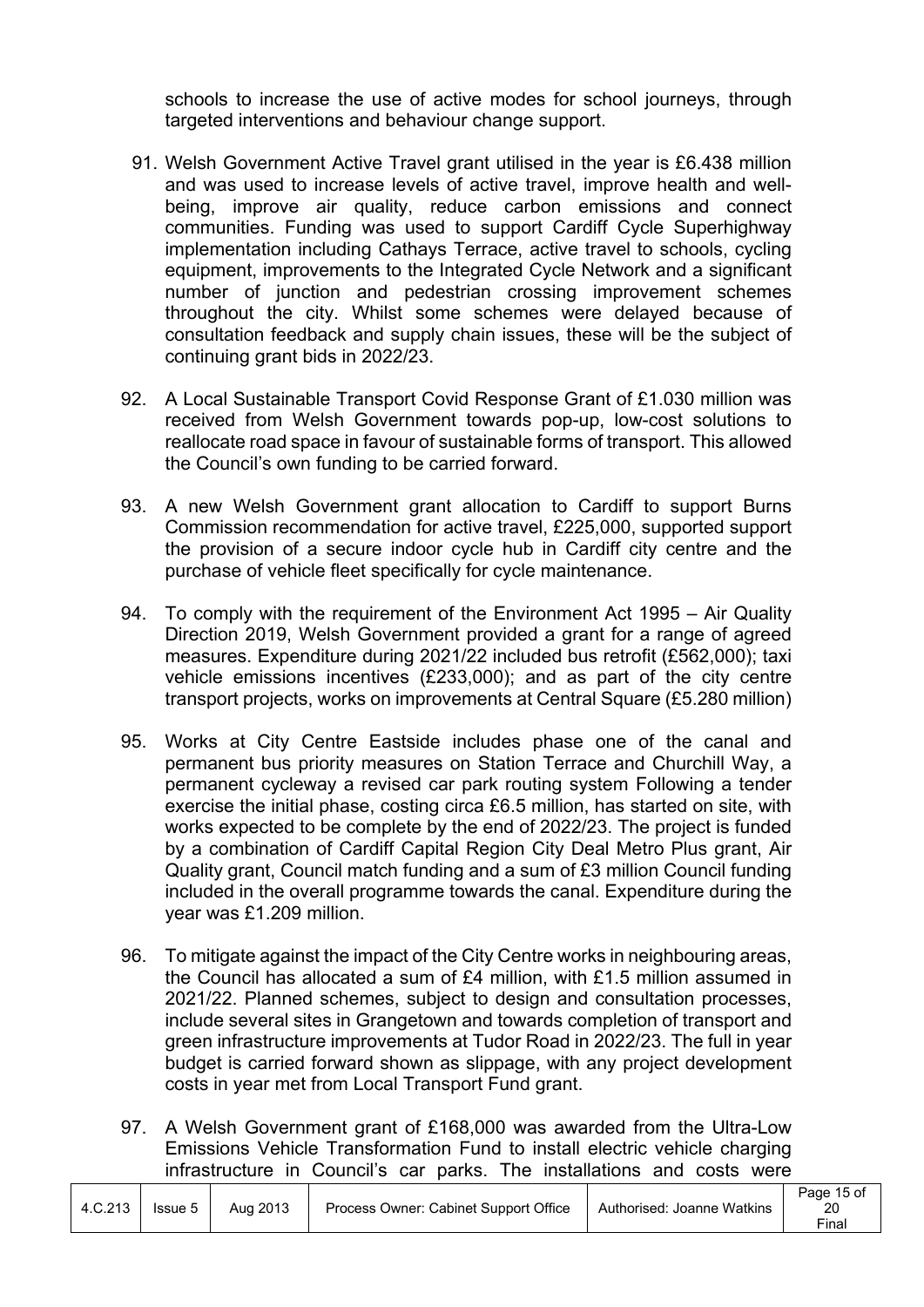schools to increase the use of active modes for school journeys, through targeted interventions and behaviour change support.

91. Welsh Government Active Travel grant utilised in the year is £6.438 million and was used to increase levels of active travel, improve health and well-being, improve air quality, reduce carbon emissions and connect communities. Funding was used to support Cardiff Cycle Superhighway implementation including Cathays Terrace, active travel to schools, cycling equipment, improvements to the Integrated Cycle Network and a significant number of junction and pedestrian crossing improvement schemes throughout the city. Whilst some schemes were delayed because of consultation feedback and supply chain issues, these will be the subject of continuing grant bids in 2022/23.

92. A Local Sustainable Transport Covid Response Grant of £1.030 million was received from Welsh Government towards pop-up, low-cost solutions to reallocate road space in favour of sustainable forms of transport. This allowed the Council's own funding to be carried forward.

93. A new Welsh Government grant allocation to Cardiff to support Burns Commission recommendation for active travel, £225,000, supported support the provision of a secure indoor cycle hub in Cardiff city centre and the purchase of vehicle fleet specifically for cycle maintenance.

94. To comply with the requirement of the Environment Act 1995 – Air Quality Direction 2019, Welsh Government provided a grant for a range of agreed measures. Expenditure during 2021/22 included bus retrofit (£562,000); taxi vehicle emissions incentives (£233,000); and as part of the city centre transport projects, works on improvements at Central Square (£5.280 million)

95. Works at City Centre Eastside includes phase one of the canal and permanent bus priority measures on Station Terrace and Churchill Way, a permanent cycleway a revised car park routing system Following a tender exercise the initial phase, costing circa £6.5 million, has started on site, with works expected to be complete by the end of 2022/23. The project is funded by a combination of Cardiff Capital Region City Deal Metro Plus grant, Air Quality grant, Council match funding and a sum of £3 million Council funding included in the overall programme towards the canal. Expenditure during the year was £1.209 million.

96. To mitigate against the impact of the City Centre works in neighbouring areas, the Council has allocated a sum of £4 million, with £1.5 million assumed in 2021/22. Planned schemes, subject to design and consultation processes, include several sites in Grangetown and towards completion of transport and green infrastructure improvements at Tudor Road in 2022/23. The full in year budget is carried forward shown as slippage, with any project development costs in year met from Local Transport Fund grant.

97. A Welsh Government grant of £168,000 was awarded from the Ultra-Low Emissions Vehicle Transformation Fund to install electric vehicle charging infrastructure in Council's car parks. The installations and costs were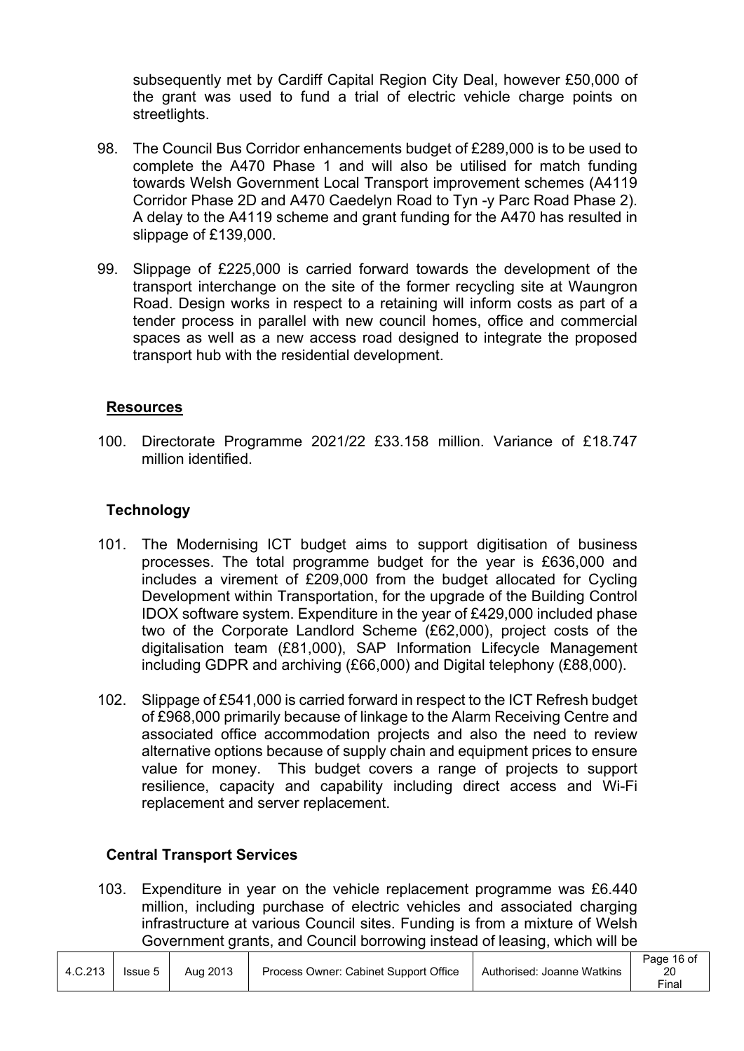subsequently met by Cardiff Capital Region City Deal, however £50,000 of the grant was used to fund a trial of electric vehicle charge points on streetlights.

98. The Council Bus Corridor enhancements budget of £289,000 is to be used to complete the A470 Phase 1 and will also be utilised for match funding towards Welsh Government Local Transport improvement schemes (A4119 Corridor Phase 2D and A470 Caedelyn Road to Tyn -y Parc Road Phase 2). A delay to the A4119 scheme and grant funding for the A470 has resulted in slippage of £139,000.

99. Slippage of £225,000 is carried forward towards the development of the transport interchange on the site of the former recycling site at Waungron Road. Design works in respect to a retaining will inform costs as part of a tender process in parallel with new council homes, office and commercial spaces as well as a new access road designed to integrate the proposed transport hub with the residential development.

## Resources

100. Directorate Programme 2021/22 £33.158 million. Variance of £18.747 million identified.

### Technology

101. The Modernising ICT budget aims to support digitisation of business processes. The total programme budget for the year is £636,000 and includes a virement of £209,000 from the budget allocated for Cycling Development within Transportation, for the upgrade of the Building Control IDOX software system. Expenditure in the year of £429,000 included phase two of the Corporate Landlord Scheme (£62,000), project costs of the digitalisation team (£81,000), SAP Information Lifecycle Management including GDPR and archiving (£66,000) and Digital telephony (£88,000).

102. Slippage of £541,000 is carried forward in respect to the ICT Refresh budget of £968,000 primarily because of linkage to the Alarm Receiving Centre and associated office accommodation projects and also the need to review alternative options because of supply chain and equipment prices to ensure value for money. This budget covers a range of projects to support resilience, capacity and capability including direct access and Wi-Fi replacement and server replacement.

### Central Transport Services

103. Expenditure in year on the vehicle replacement programme was £6.440 million, including purchase of electric vehicles and associated charging infrastructure at various Council sites. Funding is from a mixture of Welsh Government grants, and Council borrowing instead of leasing, which will be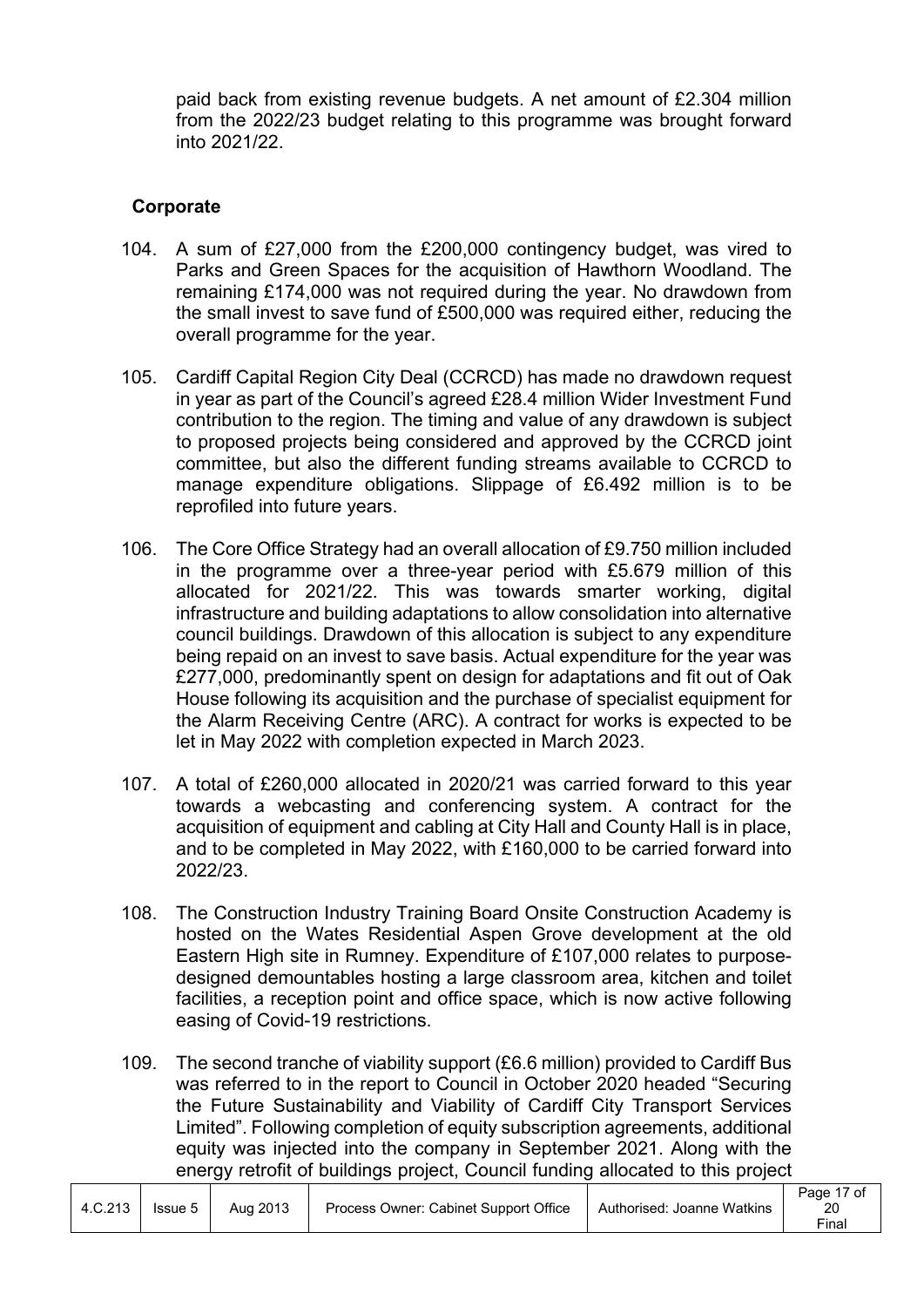paid back from existing revenue budgets. A net amount of £2.304 million from the 2022/23 budget relating to this programme was brought forward into 2021/22.

**Corporate**

104. A sum of £27,000 from the £200,000 contingency budget, was vired to Parks and Green Spaces for the acquisition of Hawthorn Woodland. The remaining £174,000 was not required during the year. No drawdown from the small invest to save fund of £500,000 was required either, reducing the overall programme for the year.

105. Cardiff Capital Region City Deal (CCRCD) has made no drawdown request in year as part of the Council's agreed £28.4 million Wider Investment Fund contribution to the region. The timing and value of any drawdown is subject to proposed projects being considered and approved by the CCRCD joint committee, but also the different funding streams available to CCRCD to manage expenditure obligations. Slippage of £6.492 million is to be reprofiled into future years.

106. The Core Office Strategy had an overall allocation of £9.750 million included in the programme over a three-year period with £5.679 million of this allocated for 2021/22. This was towards smarter working, digital infrastructure and building adaptations to allow consolidation into alternative council buildings. Drawdown of this allocation is subject to any expenditure being repaid on an invest to save basis. Actual expenditure for the year was £277,000, predominantly spent on design for adaptations and fit out of Oak House following its acquisition and the purchase of specialist equipment for the Alarm Receiving Centre (ARC). A contract for works is expected to be let in May 2022 with completion expected in March 2023.

107. A total of £260,000 allocated in 2020/21 was carried forward to this year towards a webcasting and conferencing system. A contract for the acquisition of equipment and cabling at City Hall and County Hall is in place, and to be completed in May 2022, with £160,000 to be carried forward into 2022/23.

108. The Construction Industry Training Board Onsite Construction Academy is hosted on the Wates Residential Aspen Grove development at the old Eastern High site in Rumney. Expenditure of £107,000 relates to purpose-designed demountables hosting a large classroom area, kitchen and toilet facilities, a reception point and office space, which is now active following easing of Covid-19 restrictions.

109. The second tranche of viability support (£6.6 million) provided to Cardiff Bus was referred to in the report to Council in October 2020 headed "Securing the Future Sustainability and Viability of Cardiff City Transport Services Limited". Following completion of equity subscription agreements, additional equity was injected into the company in September 2021. Along with the energy retrofit of buildings project, Council funding allocated to this project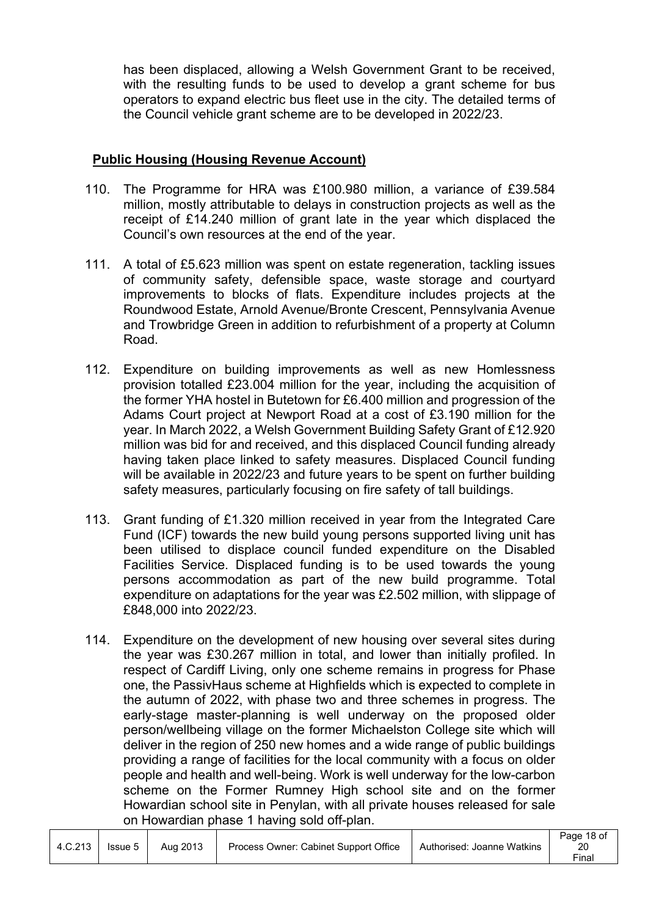has been displaced, allowing a Welsh Government Grant to be received, with the resulting funds to be used to develop a grant scheme for bus operators to expand electric bus fleet use in the city. The detailed terms of the Council vehicle grant scheme are to be developed in 2022/23.

**Public Housing (Housing Revenue Account)**

110. The Programme for HRA was £100.980 million, a variance of £39.584 million, mostly attributable to delays in construction projects as well as the receipt of £14.240 million of grant late in the year which displaced the Council's own resources at the end of the year.

111. A total of £5.623 million was spent on estate regeneration, tackling issues of community safety, defensible space, waste storage and courtyard improvements to blocks of flats. Expenditure includes projects at the Roundwood Estate, Arnold Avenue/Bronte Crescent, Pennsylvania Avenue and Trowbridge Green in addition to refurbishment of a property at Column Road.

112. Expenditure on building improvements as well as new Homlessness provision totalled £23.004 million for the year, including the acquisition of the former YHA hostel in Butetown for £6.400 million and progression of the Adams Court project at Newport Road at a cost of £3.190 million for the year. In March 2022, a Welsh Government Building Safety Grant of £12.920 million was bid for and received, and this displaced Council funding already having taken place linked to safety measures. Displaced Council funding will be available in 2022/23 and future years to be spent on further building safety measures, particularly focusing on fire safety of tall buildings.

113. Grant funding of £1.320 million received in year from the Integrated Care Fund (ICF) towards the new build young persons supported living unit has been utilised to displace council funded expenditure on the Disabled Facilities Service. Displaced funding is to be used towards the young persons accommodation as part of the new build programme. Total expenditure on adaptations for the year was £2.502 million, with slippage of £848,000 into 2022/23.

114. Expenditure on the development of new housing over several sites during the year was £30.267 million in total, and lower than initially profiled. In respect of Cardiff Living, only one scheme remains in progress for Phase one, the PassivHaus scheme at Highfields which is expected to complete in the autumn of 2022, with phase two and three schemes in progress. The early-stage master-planning is well underway on the proposed older person/wellbeing village on the former Michaelston College site which will deliver in the region of 250 new homes and a wide range of public buildings providing a range of facilities for the local community with a focus on older people and health and well-being. Work is well underway for the low-carbon scheme on the Former Rumney High school site and on the former Howardian school site in Penylan, with all private houses released for sale on Howardian phase 1 having sold off-plan.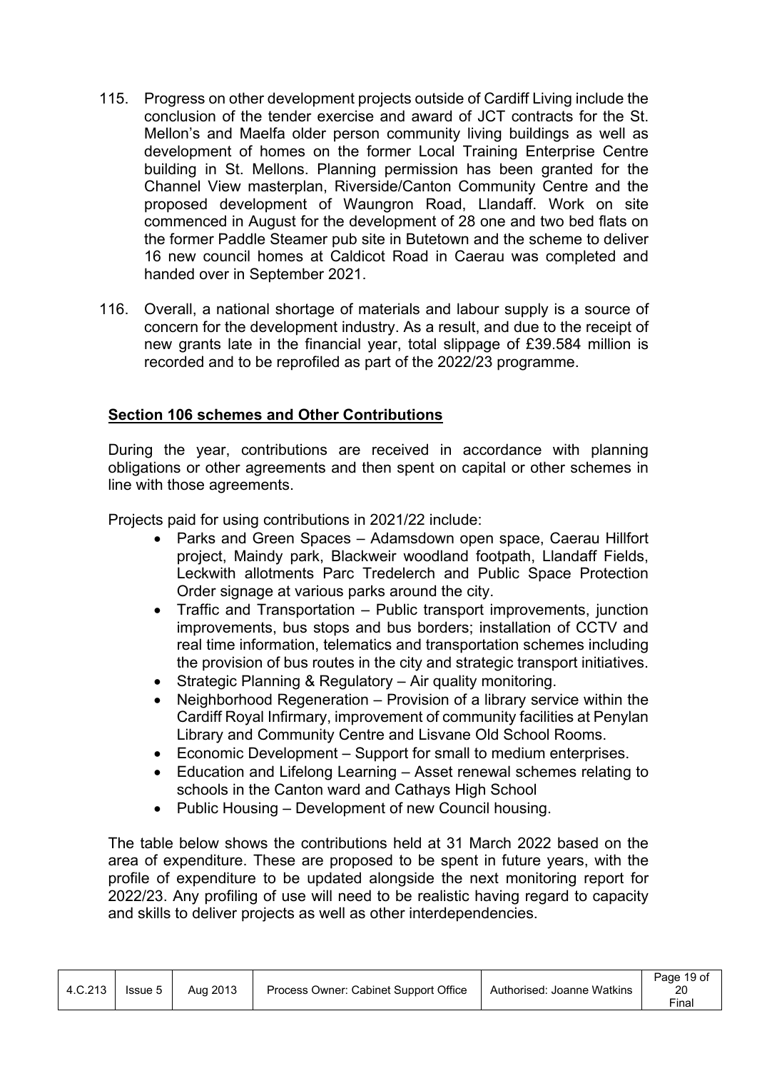115. Progress on other development projects outside of Cardiff Living include the conclusion of the tender exercise and award of JCT contracts for the St. Mellon's and Maelfa older person community living buildings as well as development of homes on the former Local Training Enterprise Centre building in St. Mellons. Planning permission has been granted for the Channel View masterplan, Riverside/Canton Community Centre and the proposed development of Waungron Road, Llandaff. Work on site commenced in August for the development of 28 one and two bed flats on the former Paddle Steamer pub site in Butetown and the scheme to deliver 16 new council homes at Caldicot Road in Caerau was completed and handed over in September 2021.

116. Overall, a national shortage of materials and labour supply is a source of concern for the development industry. As a result, and due to the receipt of new grants late in the financial year, total slippage of £39.584 million is recorded and to be reprofiled as part of the 2022/23 programme.

**Section 106 schemes and Other Contributions**

During the year, contributions are received in accordance with planning obligations or other agreements and then spent on capital or other schemes in line with those agreements.

Projects paid for using contributions in 2021/22 include:

- Parks and Green Spaces – Adamsdown open space, Caerau Hillfort project, Maindy park, Blackweir woodland footpath, Llandaff Fields, Leckwith allotments Parc Tredelerch and Public Space Protection Order signage at various parks around the city.
- Traffic and Transportation – Public transport improvements, junction improvements, bus stops and bus borders; installation of CCTV and real time information, telematics and transportation schemes including the provision of bus routes in the city and strategic transport initiatives.
- Strategic Planning & Regulatory – Air quality monitoring.
- Neighborhood Regeneration – Provision of a library service within the Cardiff Royal Infirmary, improvement of community facilities at Penylan Library and Community Centre and Lisvane Old School Rooms.
- Economic Development – Support for small to medium enterprises.
- Education and Lifelong Learning – Asset renewal schemes relating to schools in the Canton ward and Cathays High School
- Public Housing – Development of new Council housing.

The table below shows the contributions held at 31 March 2022 based on the area of expenditure. These are proposed to be spent in future years, with the profile of expenditure to be updated alongside the next monitoring report for 2022/23. Any profiling of use will need to be realistic having regard to capacity and skills to deliver projects as well as other interdependencies.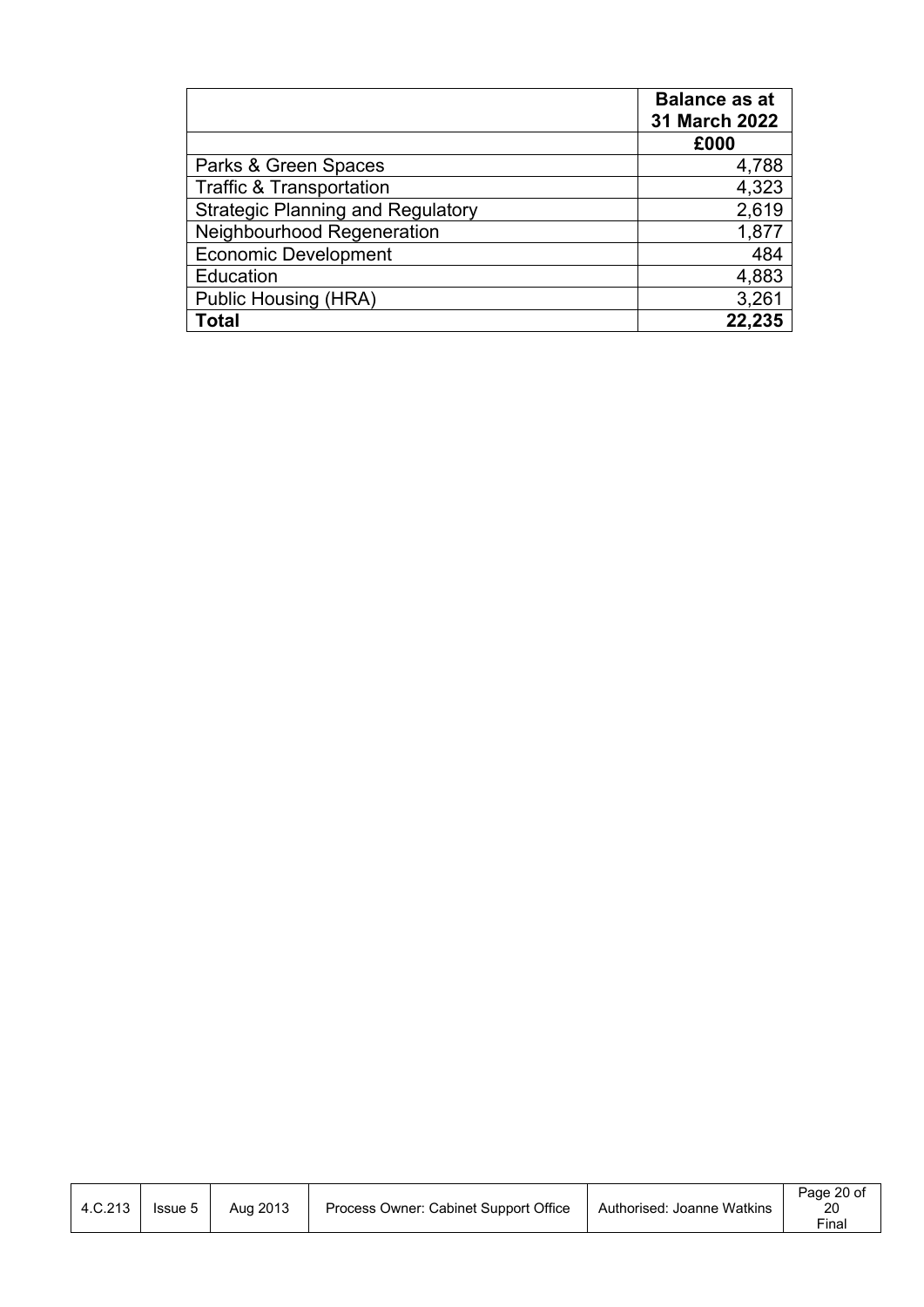| | Balance as at 31 March 2022 |
|---|---|
| | **£000** |
| Parks & Green Spaces | 4,788 |
| Traffic & Transportation | 4,323 |
| Strategic Planning and Regulatory | 2,619 |
| Neighbourhood Regeneration | 1,877 |
| Economic Development | 484 |
| Education | 4,883 |
| Public Housing (HRA) | 3,261 |
| **Total** | **22,235** |